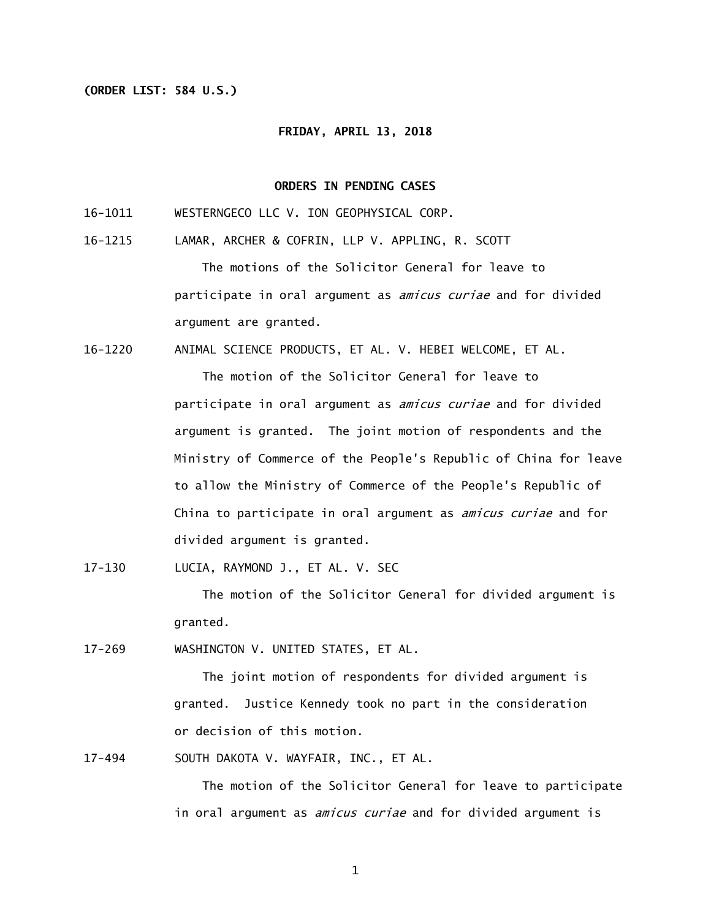**(ORDER LIST: 584 U.S.)**

**FRIDAY, APRIL 13, 2018**

**ORDERS IN PENDING CASES**

16-1011 WESTERNGECO LLC V. ION GEOPHYSICAL CORP.

16-1215 LAMAR, ARCHER & COFRIN, LLP V. APPLING, R. SCOTT

The motions of the Solicitor General for leave to participate in oral argument as *amicus curiae* and for divided argument are granted.

16-1220 ANIMAL SCIENCE PRODUCTS, ET AL. V. HEBEI WELCOME, ET AL.

The motion of the Solicitor General for leave to participate in oral argument as *amicus curiae* and for divided argument is granted. The joint motion of respondents and the Ministry of Commerce of the People's Republic of China for leave to allow the Ministry of Commerce of the People's Republic of China to participate in oral argument as *amicus curiae* and for divided argument is granted.

17-130 LUCIA, RAYMOND J., ET AL. V. SEC

The motion of the Solicitor General for divided argument is granted.

17-269 WASHINGTON V. UNITED STATES, ET AL.

The joint motion of respondents for divided argument is granted. Justice Kennedy took no part in the consideration or decision of this motion.

17-494 SOUTH DAKOTA V. WAYFAIR, INC., ET AL.

The motion of the Solicitor General for leave to participate in oral argument as *amicus curiae* and for divided argument is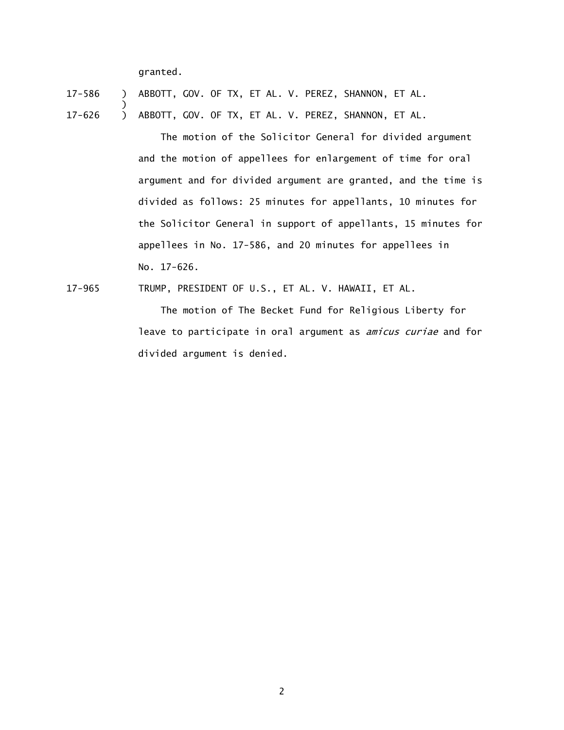granted.

17-586 ) ABBOTT, GOV. OF TX, ET AL. V. PEREZ, SHANNON, ET AL.
)
17-626 ) ABBOTT, GOV. OF TX, ET AL. V. PEREZ, SHANNON, ET AL.

The motion of the Solicitor General for divided argument and the motion of appellees for enlargement of time for oral argument and for divided argument are granted, and the time is divided as follows: 25 minutes for appellants, 10 minutes for the Solicitor General in support of appellants, 15 minutes for appellees in No. 17-586, and 20 minutes for appellees in No. 17-626.

17-965 TRUMP, PRESIDENT OF U.S., ET AL. V. HAWAII, ET AL.

The motion of The Becket Fund for Religious Liberty for leave to participate in oral argument as *amicus curiae* and for divided argument is denied.